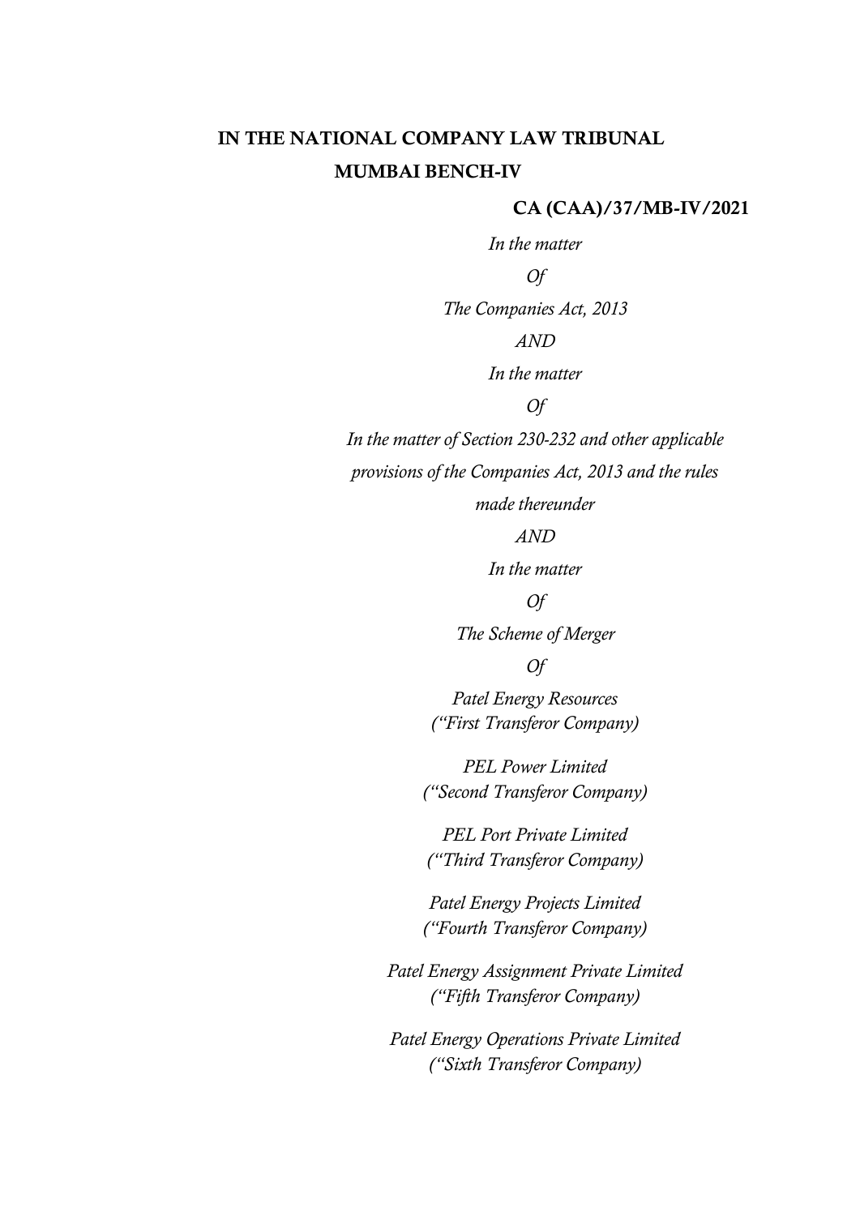**IN THE NATIONAL COMPANY LAW TRIBUNAL**

**MUMBAI BENCH-IV**

**CA (CAA)/37/MB-IV/2021**

*In the matter*

*Of*

*The Companies Act, 2013*

*AND*

*In the matter*

*Of*

*In the matter of Section 230-232 and other applicable provisions of the Companies Act, 2013 and the rules made thereunder*

*AND*

*In the matter*

*Of*

*The Scheme of Merger*

*Of*

*Patel Energy Resources*
*("First Transferor Company)*

*PEL Power Limited*
*("Second Transferor Company)*

*PEL Port Private Limited*
*("Third Transferor Company)*

*Patel Energy Projects Limited*
*("Fourth Transferor Company)*

*Patel Energy Assignment Private Limited*
*("Fifth Transferor Company)*

*Patel Energy Operations Private Limited*
*("Sixth Transferor Company)*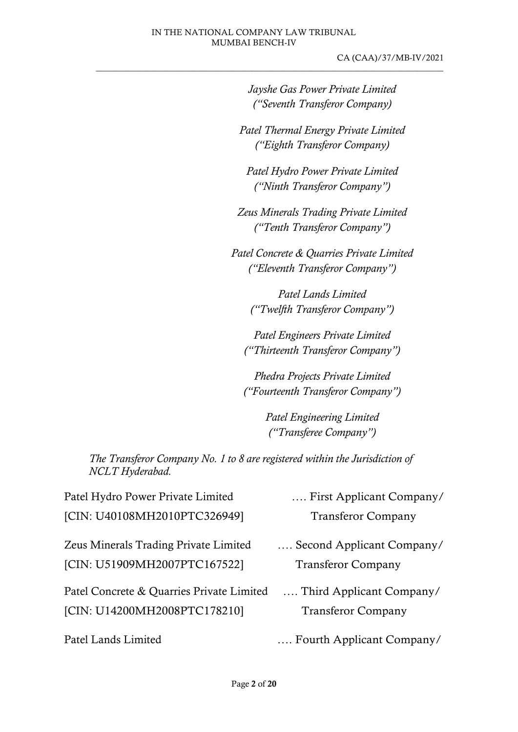*Jayshe Gas Power Private Limited*
*("Seventh Transferor Company)*

*Patel Thermal Energy Private Limited*
*("Eighth Transferor Company)*

*Patel Hydro Power Private Limited*
*("Ninth Transferor Company")*

*Zeus Minerals Trading Private Limited*
*("Tenth Transferor Company")*

*Patel Concrete & Quarries Private Limited*
*("Eleventh Transferor Company")*

*Patel Lands Limited*
*("Twelfth Transferor Company")*

*Patel Engineers Private Limited*
*("Thirteenth Transferor Company")*

*Phedra Projects Private Limited*
*("Fourteenth Transferor Company")*

*Patel Engineering Limited*
*("Transferee Company")*

*The Transferor Company No. 1 to 8 are registered within the Jurisdiction of NCLT Hyderabad.*

Patel Hydro Power Private Limited [CIN: U40108MH2010PTC326949] …. First Applicant Company/ Transferor Company

Zeus Minerals Trading Private Limited [CIN: U51909MH2007PTC167522] …. Second Applicant Company/ Transferor Company

Patel Concrete & Quarries Private Limited [CIN: U14200MH2008PTC178210] …. Third Applicant Company/ Transferor Company

Patel Lands Limited …. Fourth Applicant Company/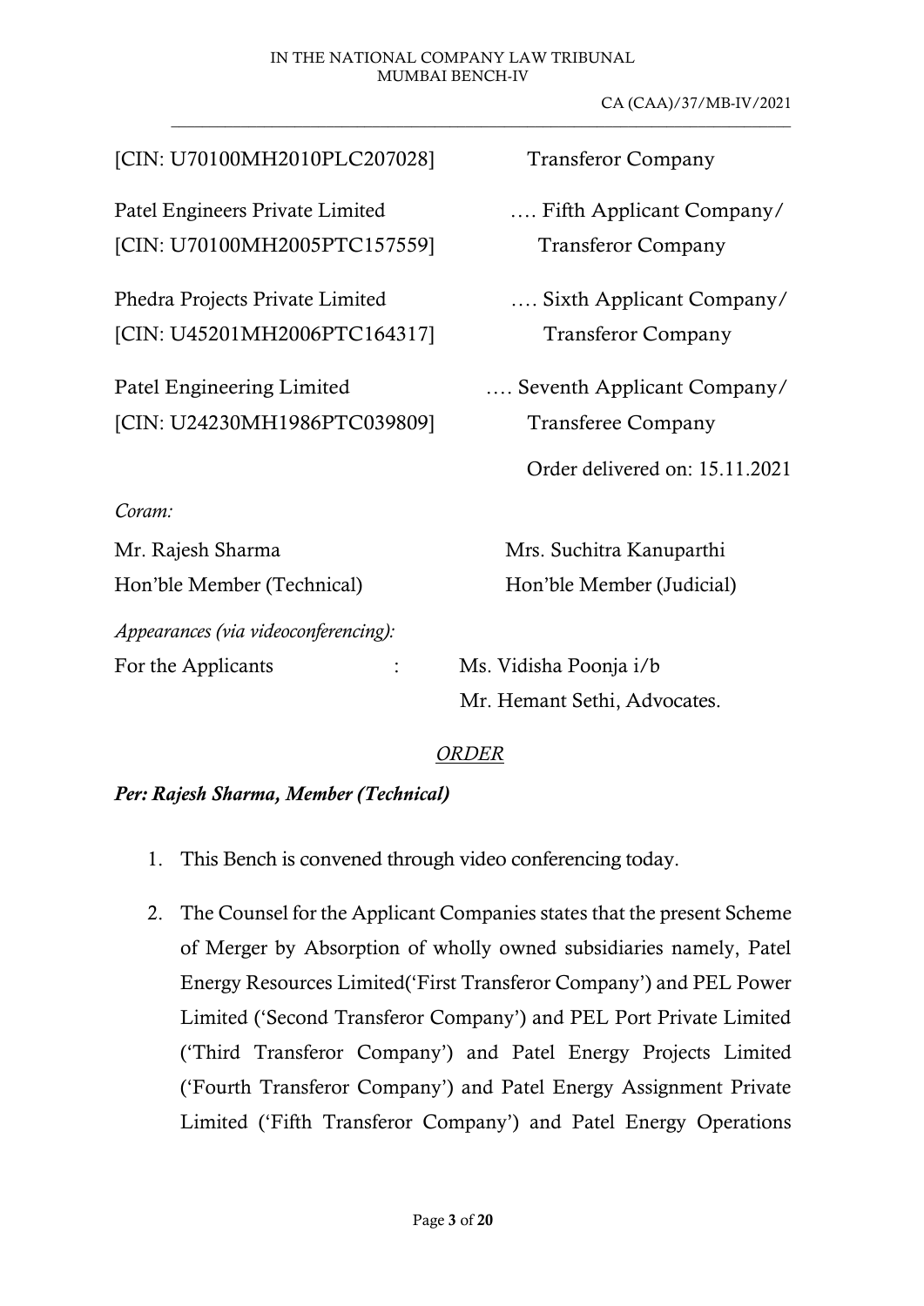| | |
|---|---|
| [CIN: U70100MH2010PLC207028] | Transferor Company |
| Patel Engineers Private Limited<br>[CIN: U70100MH2005PTC157559] | …. Fifth Applicant Company/<br>Transferor Company |
| Phedra Projects Private Limited<br>[CIN: U45201MH2006PTC164317] | …. Sixth Applicant Company/<br>Transferor Company |
| Patel Engineering Limited<br>[CIN: U24230MH1986PTC039809] | …. Seventh Applicant Company/<br>Transferee Company |

Order delivered on: 15.11.2021

*Coram:*

Mr. Rajesh Sharma
Hon'ble Member (Technical)

Mrs. Suchitra Kanuparthi
Hon'ble Member (Judicial)

*Appearances (via videoconferencing):*

For the Applicants : Ms. Vidisha Poonja i/b
Mr. Hemant Sethi, Advocates.

*ORDER*

***Per: Rajesh Sharma, Member (Technical)***

1. This Bench is convened through video conferencing today.

2. The Counsel for the Applicant Companies states that the present Scheme of Merger by Absorption of wholly owned subsidiaries namely, Patel Energy Resources Limited('First Transferor Company') and PEL Power Limited ('Second Transferor Company') and PEL Port Private Limited ('Third Transferor Company') and Patel Energy Projects Limited ('Fourth Transferor Company') and Patel Energy Assignment Private Limited ('Fifth Transferor Company') and Patel Energy Operations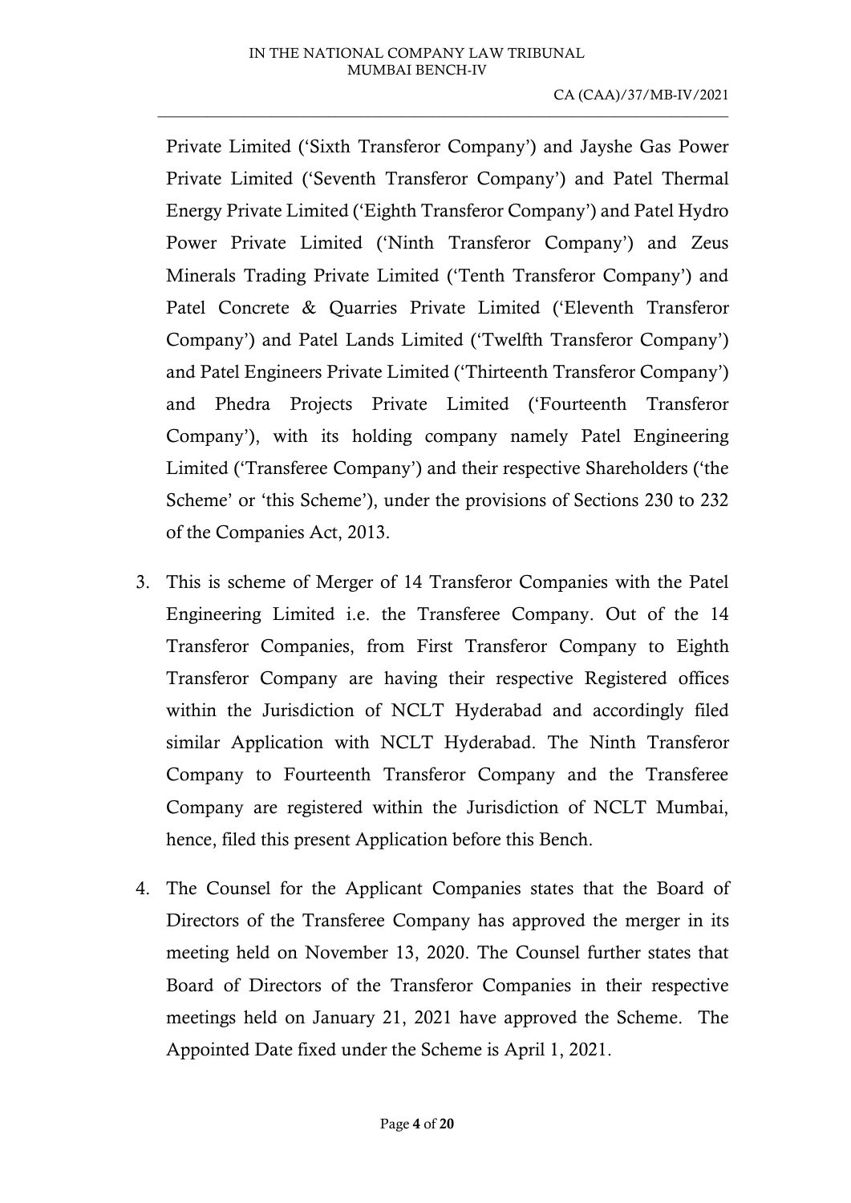Private Limited ('Sixth Transferor Company') and Jayshe Gas Power Private Limited ('Seventh Transferor Company') and Patel Thermal Energy Private Limited ('Eighth Transferor Company') and Patel Hydro Power Private Limited ('Ninth Transferor Company') and Zeus Minerals Trading Private Limited ('Tenth Transferor Company') and Patel Concrete & Quarries Private Limited ('Eleventh Transferor Company') and Patel Lands Limited ('Twelfth Transferor Company') and Patel Engineers Private Limited ('Thirteenth Transferor Company') and Phedra Projects Private Limited ('Fourteenth Transferor Company'), with its holding company namely Patel Engineering Limited ('Transferee Company') and their respective Shareholders ('the Scheme' or 'this Scheme'), under the provisions of Sections 230 to 232 of the Companies Act, 2013.

3. This is scheme of Merger of 14 Transferor Companies with the Patel Engineering Limited i.e. the Transferee Company. Out of the 14 Transferor Companies, from First Transferor Company to Eighth Transferor Company are having their respective Registered offices within the Jurisdiction of NCLT Hyderabad and accordingly filed similar Application with NCLT Hyderabad. The Ninth Transferor Company to Fourteenth Transferor Company and the Transferee Company are registered within the Jurisdiction of NCLT Mumbai, hence, filed this present Application before this Bench.

4. The Counsel for the Applicant Companies states that the Board of Directors of the Transferee Company has approved the merger in its meeting held on November 13, 2020. The Counsel further states that Board of Directors of the Transferor Companies in their respective meetings held on January 21, 2021 have approved the Scheme. The Appointed Date fixed under the Scheme is April 1, 2021.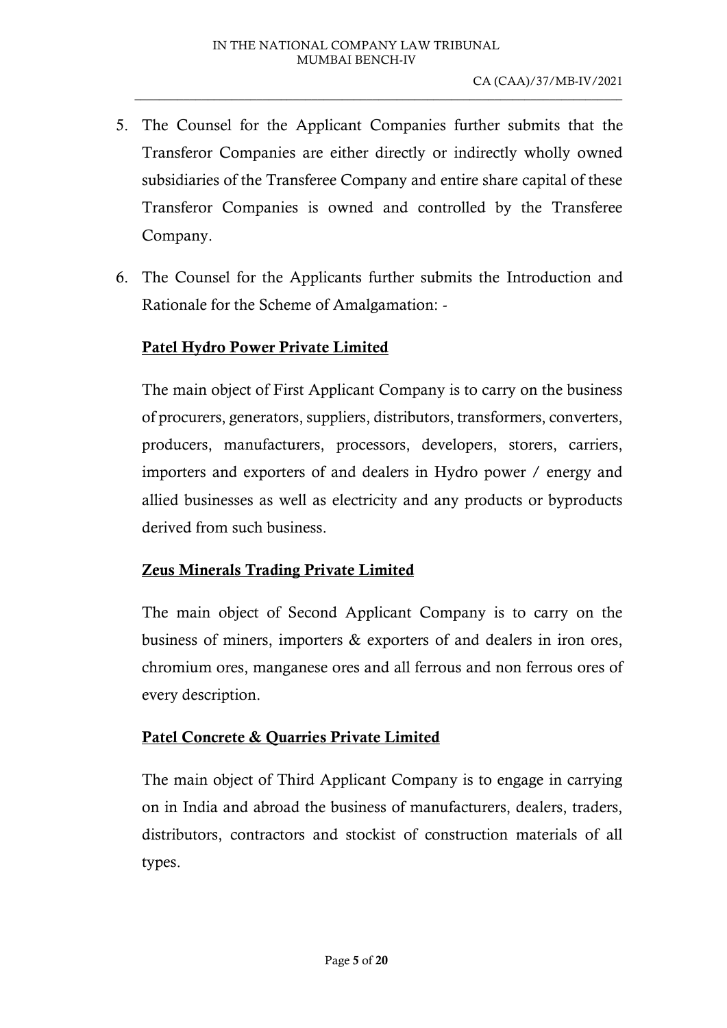5. The Counsel for the Applicant Companies further submits that the Transferor Companies are either directly or indirectly wholly owned subsidiaries of the Transferee Company and entire share capital of these Transferor Companies is owned and controlled by the Transferee Company.

6. The Counsel for the Applicants further submits the Introduction and Rationale for the Scheme of Amalgamation: -

   **<u>Patel Hydro Power Private Limited</u>**

   The main object of First Applicant Company is to carry on the business of procurers, generators, suppliers, distributors, transformers, converters, producers, manufacturers, processors, developers, storers, carriers, importers and exporters of and dealers in Hydro power / energy and allied businesses as well as electricity and any products or byproducts derived from such business.

   **<u>Zeus Minerals Trading Private Limited</u>**

   The main object of Second Applicant Company is to carry on the business of miners, importers & exporters of and dealers in iron ores, chromium ores, manganese ores and all ferrous and non ferrous ores of every description.

   **<u>Patel Concrete & Quarries Private Limited</u>**

   The main object of Third Applicant Company is to engage in carrying on in India and abroad the business of manufacturers, dealers, traders, distributors, contractors and stockist of construction materials of all types.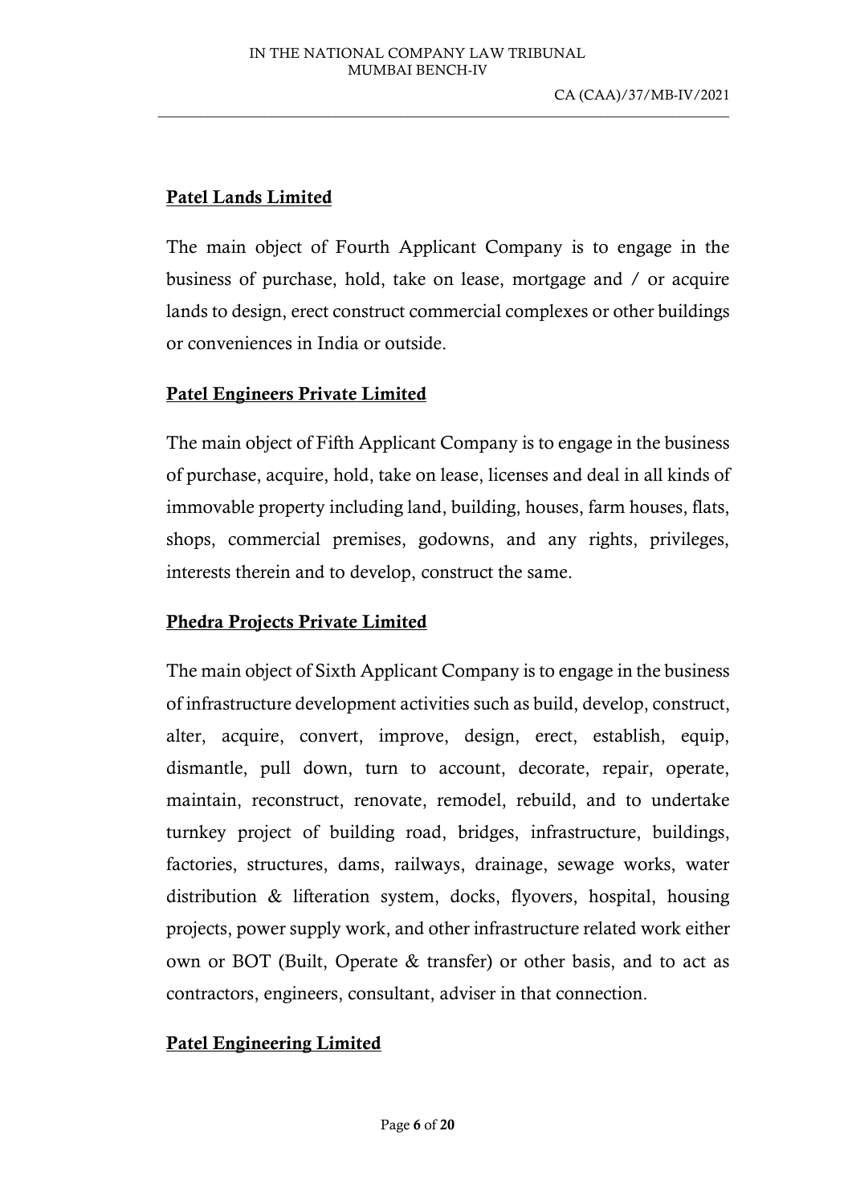**Patel Lands Limited**

The main object of Fourth Applicant Company is to engage in the business of purchase, hold, take on lease, mortgage and / or acquire lands to design, erect construct commercial complexes or other buildings or conveniences in India or outside.

**Patel Engineers Private Limited**

The main object of Fifth Applicant Company is to engage in the business of purchase, acquire, hold, take on lease, licenses and deal in all kinds of immovable property including land, building, houses, farm houses, flats, shops, commercial premises, godowns, and any rights, privileges, interests therein and to develop, construct the same.

**Phedra Projects Private Limited**

The main object of Sixth Applicant Company is to engage in the business of infrastructure development activities such as build, develop, construct, alter, acquire, convert, improve, design, erect, establish, equip, dismantle, pull down, turn to account, decorate, repair, operate, maintain, reconstruct, renovate, remodel, rebuild, and to undertake turnkey project of building road, bridges, infrastructure, buildings, factories, structures, dams, railways, drainage, sewage works, water distribution & lifteration system, docks, flyovers, hospital, housing projects, power supply work, and other infrastructure related work either own or BOT (Built, Operate & transfer) or other basis, and to act as contractors, engineers, consultant, adviser in that connection.

**Patel Engineering Limited**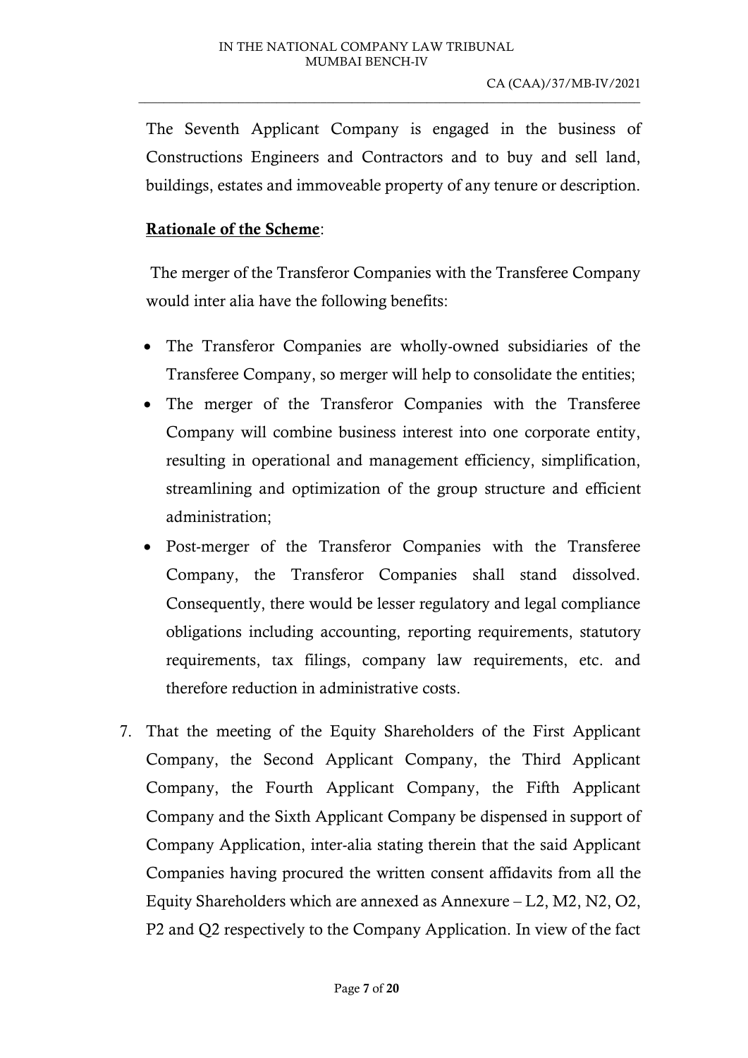The Seventh Applicant Company is engaged in the business of Constructions Engineers and Contractors and to buy and sell land, buildings, estates and immoveable property of any tenure or description.

**Rationale of the Scheme**:

The merger of the Transferor Companies with the Transferee Company would inter alia have the following benefits:

- The Transferor Companies are wholly-owned subsidiaries of the Transferee Company, so merger will help to consolidate the entities;
- The merger of the Transferor Companies with the Transferee Company will combine business interest into one corporate entity, resulting in operational and management efficiency, simplification, streamlining and optimization of the group structure and efficient administration;
- Post-merger of the Transferor Companies with the Transferee Company, the Transferor Companies shall stand dissolved. Consequently, there would be lesser regulatory and legal compliance obligations including accounting, reporting requirements, statutory requirements, tax filings, company law requirements, etc. and therefore reduction in administrative costs.

7. That the meeting of the Equity Shareholders of the First Applicant Company, the Second Applicant Company, the Third Applicant Company, the Fourth Applicant Company, the Fifth Applicant Company and the Sixth Applicant Company be dispensed in support of Company Application, inter-alia stating therein that the said Applicant Companies having procured the written consent affidavits from all the Equity Shareholders which are annexed as Annexure – L2, M2, N2, O2, P2 and Q2 respectively to the Company Application. In view of the fact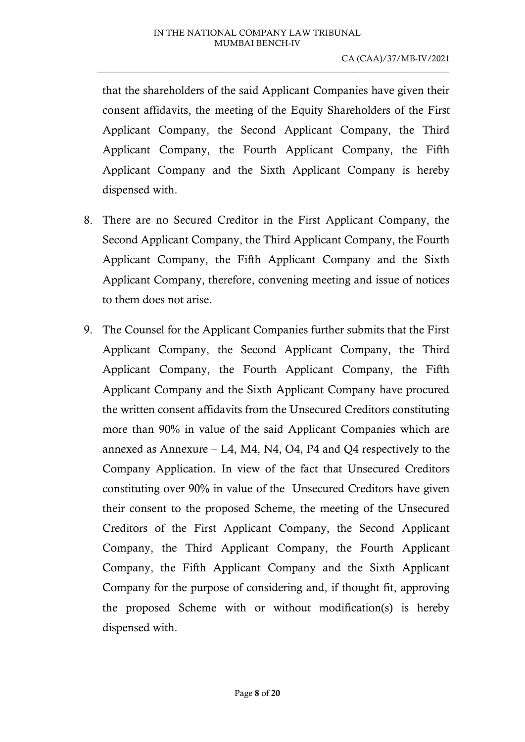that the shareholders of the said Applicant Companies have given their consent affidavits, the meeting of the Equity Shareholders of the First Applicant Company, the Second Applicant Company, the Third Applicant Company, the Fourth Applicant Company, the Fifth Applicant Company and the Sixth Applicant Company is hereby dispensed with.

8. There are no Secured Creditor in the First Applicant Company, the Second Applicant Company, the Third Applicant Company, the Fourth Applicant Company, the Fifth Applicant Company and the Sixth Applicant Company, therefore, convening meeting and issue of notices to them does not arise.

9. The Counsel for the Applicant Companies further submits that the First Applicant Company, the Second Applicant Company, the Third Applicant Company, the Fourth Applicant Company, the Fifth Applicant Company and the Sixth Applicant Company have procured the written consent affidavits from the Unsecured Creditors constituting more than 90% in value of the said Applicant Companies which are annexed as Annexure – L4, M4, N4, O4, P4 and Q4 respectively to the Company Application. In view of the fact that Unsecured Creditors constituting over 90% in value of the Unsecured Creditors have given their consent to the proposed Scheme, the meeting of the Unsecured Creditors of the First Applicant Company, the Second Applicant Company, the Third Applicant Company, the Fourth Applicant Company, the Fifth Applicant Company and the Sixth Applicant Company for the purpose of considering and, if thought fit, approving the proposed Scheme with or without modification(s) is hereby dispensed with.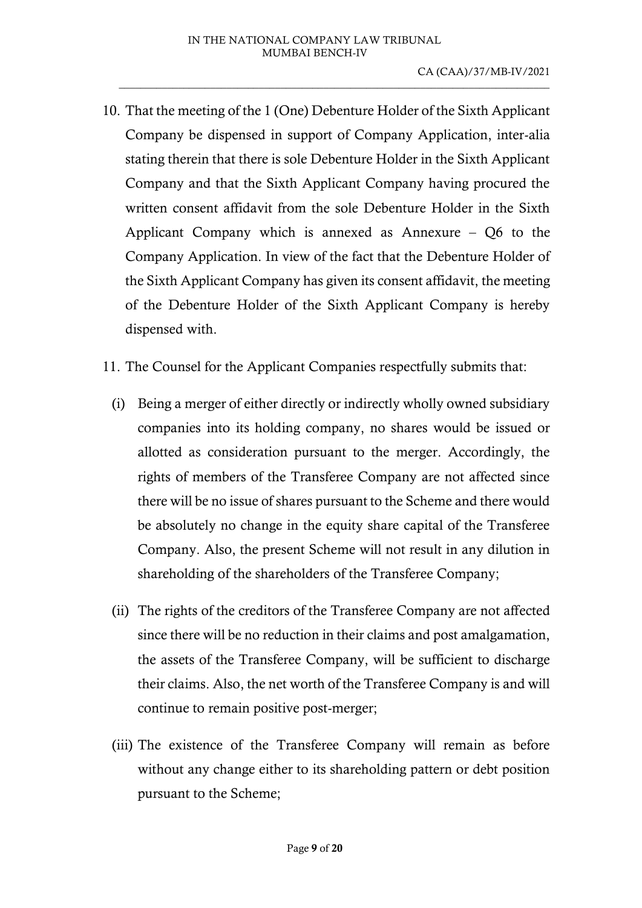10. That the meeting of the 1 (One) Debenture Holder of the Sixth Applicant Company be dispensed in support of Company Application, inter-alia stating therein that there is sole Debenture Holder in the Sixth Applicant Company and that the Sixth Applicant Company having procured the written consent affidavit from the sole Debenture Holder in the Sixth Applicant Company which is annexed as Annexure – Q6 to the Company Application. In view of the fact that the Debenture Holder of the Sixth Applicant Company has given its consent affidavit, the meeting of the Debenture Holder of the Sixth Applicant Company is hereby dispensed with.

11. The Counsel for the Applicant Companies respectfully submits that:

    (i) Being a merger of either directly or indirectly wholly owned subsidiary companies into its holding company, no shares would be issued or allotted as consideration pursuant to the merger. Accordingly, the rights of members of the Transferee Company are not affected since there will be no issue of shares pursuant to the Scheme and there would be absolutely no change in the equity share capital of the Transferee Company. Also, the present Scheme will not result in any dilution in shareholding of the shareholders of the Transferee Company;

    (ii) The rights of the creditors of the Transferee Company are not affected since there will be no reduction in their claims and post amalgamation, the assets of the Transferee Company, will be sufficient to discharge their claims. Also, the net worth of the Transferee Company is and will continue to remain positive post-merger;

    (iii) The existence of the Transferee Company will remain as before without any change either to its shareholding pattern or debt position pursuant to the Scheme;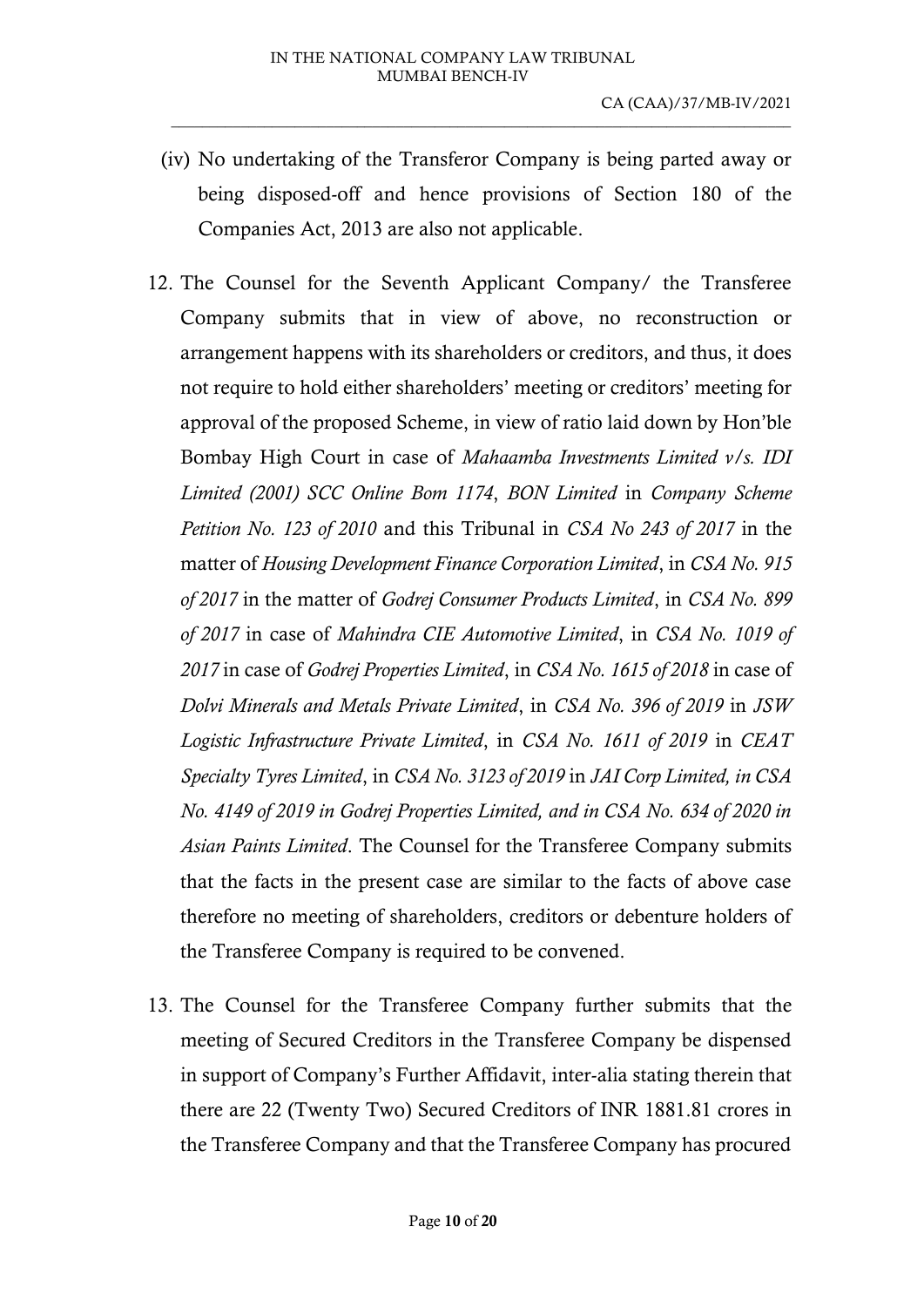(iv) No undertaking of the Transferor Company is being parted away or being disposed-off and hence provisions of Section 180 of the Companies Act, 2013 are also not applicable.

12. The Counsel for the Seventh Applicant Company/ the Transferee Company submits that in view of above, no reconstruction or arrangement happens with its shareholders or creditors, and thus, it does not require to hold either shareholders' meeting or creditors' meeting for approval of the proposed Scheme, in view of ratio laid down by Hon'ble Bombay High Court in case of *Mahaamba Investments Limited v/s. IDI Limited (2001) SCC Online Bom 1174*, *BON Limited* in *Company Scheme Petition No. 123 of 2010* and this Tribunal in *CSA No 243 of 2017* in the matter of *Housing Development Finance Corporation Limited*, in *CSA No. 915 of 2017* in the matter of *Godrej Consumer Products Limited*, in *CSA No. 899 of 2017* in case of *Mahindra CIE Automotive Limited*, in *CSA No. 1019 of 2017* in case of *Godrej Properties Limited*, in *CSA No. 1615 of 2018* in case of *Dolvi Minerals and Metals Private Limited*, in *CSA No. 396 of 2019* in *JSW Logistic Infrastructure Private Limited*, in *CSA No. 1611 of 2019* in *CEAT Specialty Tyres Limited*, in *CSA No. 3123 of 2019* in *JAI Corp Limited, in CSA No. 4149 of 2019 in Godrej Properties Limited, and in CSA No. 634 of 2020 in Asian Paints Limited*. The Counsel for the Transferee Company submits that the facts in the present case are similar to the facts of above case therefore no meeting of shareholders, creditors or debenture holders of the Transferee Company is required to be convened.

13. The Counsel for the Transferee Company further submits that the meeting of Secured Creditors in the Transferee Company be dispensed in support of Company's Further Affidavit, inter-alia stating therein that there are 22 (Twenty Two) Secured Creditors of INR 1881.81 crores in the Transferee Company and that the Transferee Company has procured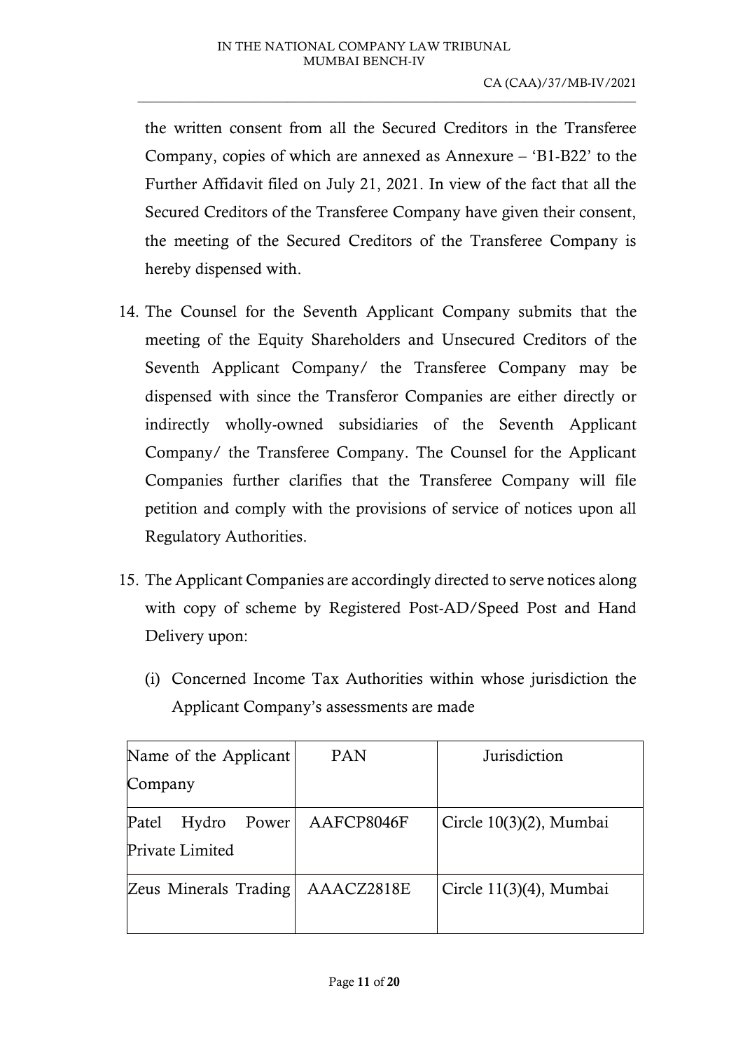the written consent from all the Secured Creditors in the Transferee Company, copies of which are annexed as Annexure – 'B1-B22' to the Further Affidavit filed on July 21, 2021. In view of the fact that all the Secured Creditors of the Transferee Company have given their consent, the meeting of the Secured Creditors of the Transferee Company is hereby dispensed with.

14. The Counsel for the Seventh Applicant Company submits that the meeting of the Equity Shareholders and Unsecured Creditors of the Seventh Applicant Company/ the Transferee Company may be dispensed with since the Transferor Companies are either directly or indirectly wholly-owned subsidiaries of the Seventh Applicant Company/ the Transferee Company. The Counsel for the Applicant Companies further clarifies that the Transferee Company will file petition and comply with the provisions of service of notices upon all Regulatory Authorities.

15. The Applicant Companies are accordingly directed to serve notices along with copy of scheme by Registered Post-AD/Speed Post and Hand Delivery upon:

    (i) Concerned Income Tax Authorities within whose jurisdiction the Applicant Company's assessments are made

| Name of the Applicant Company | PAN | Jurisdiction |
| --- | --- | --- |
| Patel Hydro Power Private Limited | AAFCP8046F | Circle 10(3)(2), Mumbai |
| Zeus Minerals Trading | AAACZ2818E | Circle 11(3)(4), Mumbai |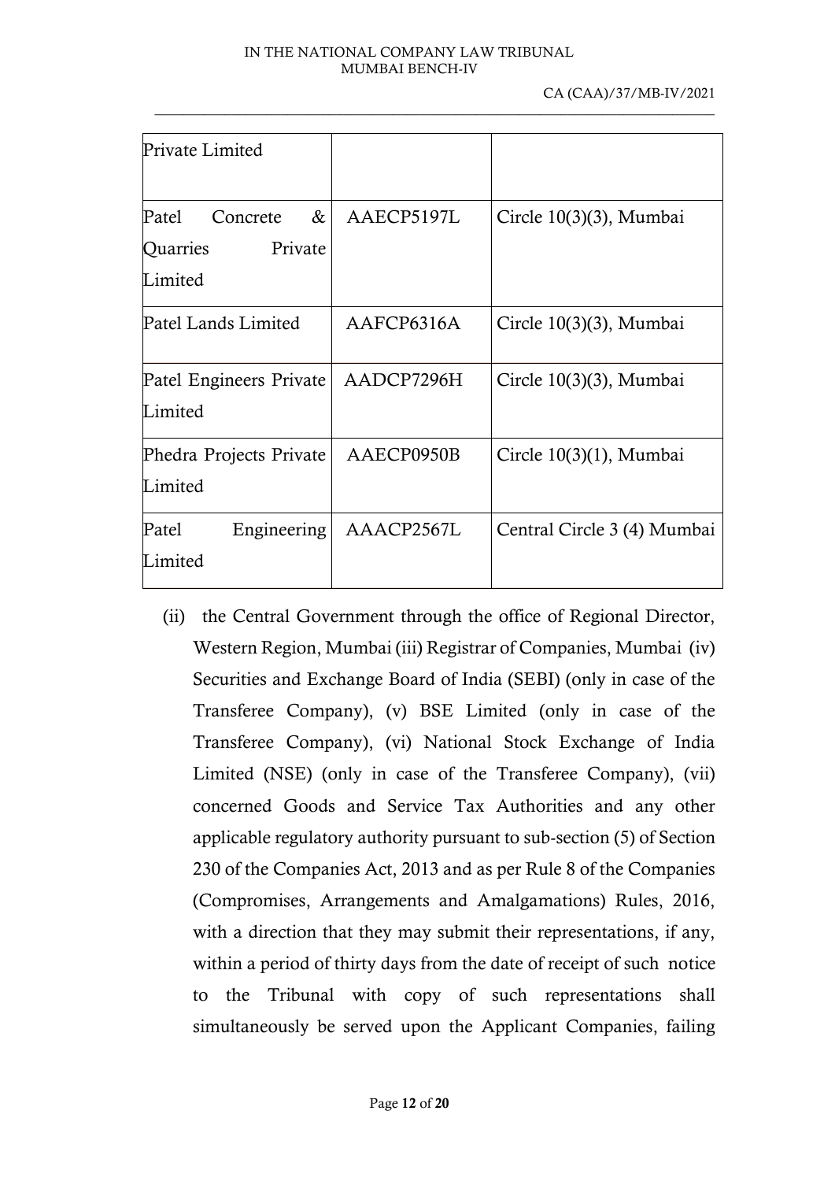| | | |
|---|---|---|
| Private Limited | | |
| Patel Concrete & Quarries Private Limited | AAECP5197L | Circle 10(3)(3), Mumbai |
| Patel Lands Limited | AAFCP6316A | Circle 10(3)(3), Mumbai |
| Patel Engineers Private Limited | AADCP7296H | Circle 10(3)(3), Mumbai |
| Phedra Projects Private Limited | AAECP0950B | Circle 10(3)(1), Mumbai |
| Patel Engineering Limited | AAACP2567L | Central Circle 3 (4) Mumbai |

(ii) the Central Government through the office of Regional Director, Western Region, Mumbai (iii) Registrar of Companies, Mumbai (iv) Securities and Exchange Board of India (SEBI) (only in case of the Transferee Company), (v) BSE Limited (only in case of the Transferee Company), (vi) National Stock Exchange of India Limited (NSE) (only in case of the Transferee Company), (vii) concerned Goods and Service Tax Authorities and any other applicable regulatory authority pursuant to sub-section (5) of Section 230 of the Companies Act, 2013 and as per Rule 8 of the Companies (Compromises, Arrangements and Amalgamations) Rules, 2016, with a direction that they may submit their representations, if any, within a period of thirty days from the date of receipt of such notice to the Tribunal with copy of such representations shall simultaneously be served upon the Applicant Companies, failing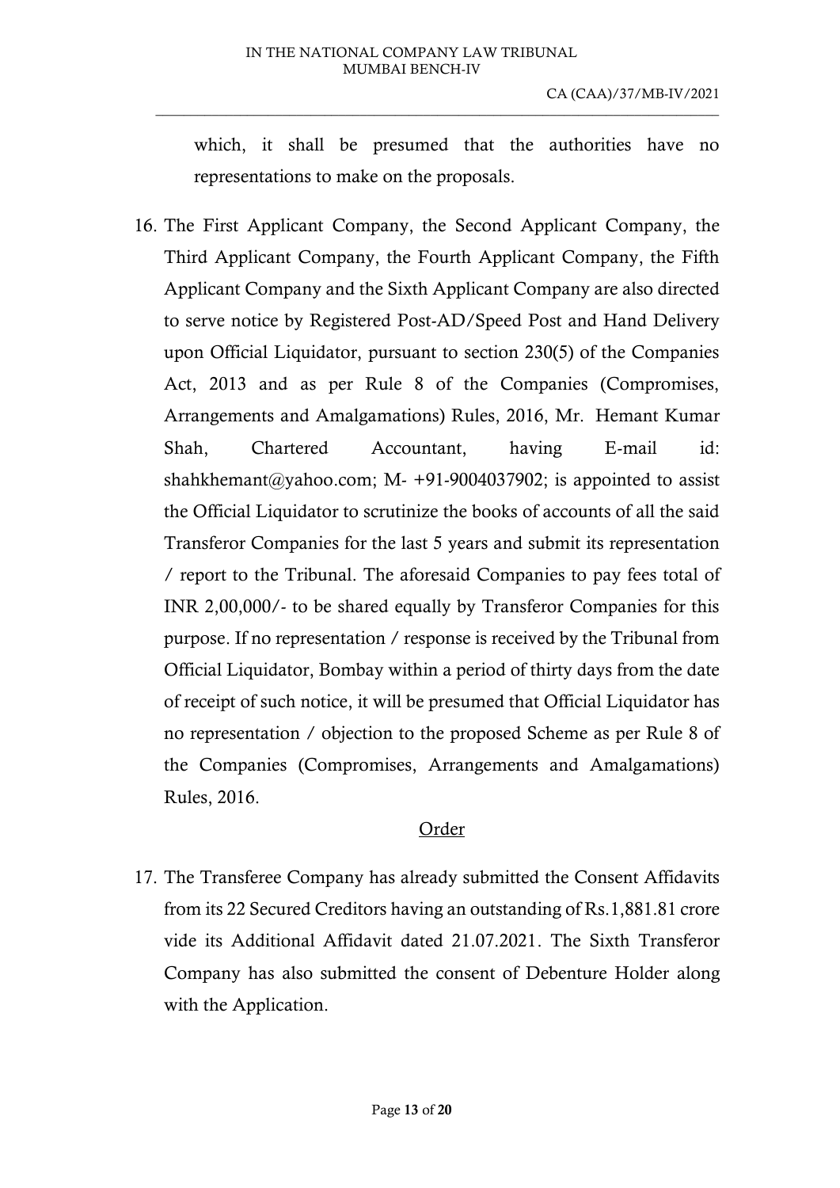which, it shall be presumed that the authorities have no representations to make on the proposals.

16. The First Applicant Company, the Second Applicant Company, the Third Applicant Company, the Fourth Applicant Company, the Fifth Applicant Company and the Sixth Applicant Company are also directed to serve notice by Registered Post-AD/Speed Post and Hand Delivery upon Official Liquidator, pursuant to section 230(5) of the Companies Act, 2013 and as per Rule 8 of the Companies (Compromises, Arrangements and Amalgamations) Rules, 2016, Mr. Hemant Kumar Shah, Chartered Accountant, having E-mail id: shahkhemant@yahoo.com; M- +91-9004037902; is appointed to assist the Official Liquidator to scrutinize the books of accounts of all the said Transferor Companies for the last 5 years and submit its representation / report to the Tribunal. The aforesaid Companies to pay fees total of INR 2,00,000/- to be shared equally by Transferor Companies for this purpose. If no representation / response is received by the Tribunal from Official Liquidator, Bombay within a period of thirty days from the date of receipt of such notice, it will be presumed that Official Liquidator has no representation / objection to the proposed Scheme as per Rule 8 of the Companies (Compromises, Arrangements and Amalgamations) Rules, 2016.

<u>Order</u>

17. The Transferee Company has already submitted the Consent Affidavits from its 22 Secured Creditors having an outstanding of Rs.1,881.81 crore vide its Additional Affidavit dated 21.07.2021. The Sixth Transferor Company has also submitted the consent of Debenture Holder along with the Application.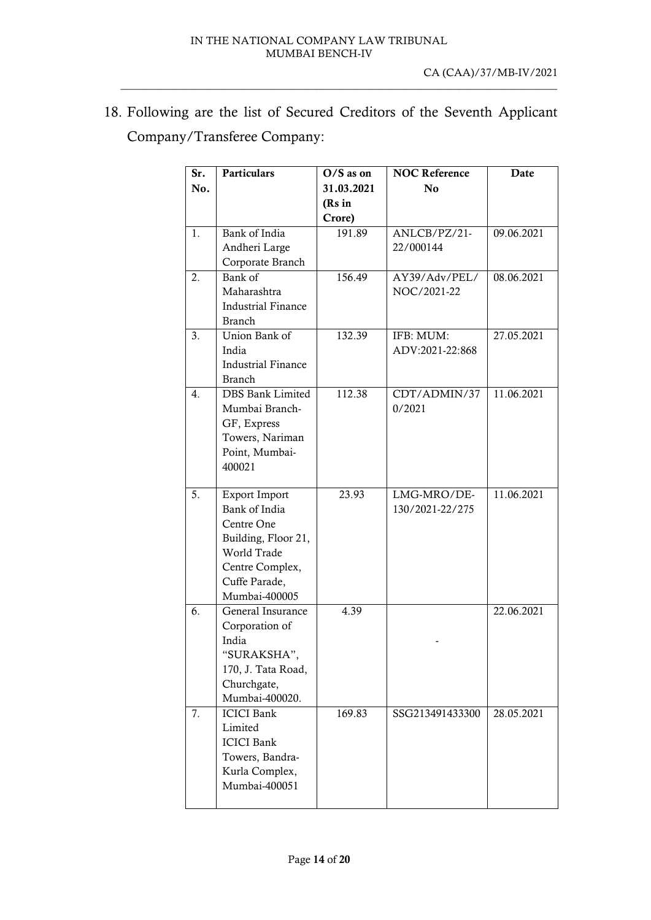18. Following are the list of Secured Creditors of the Seventh Applicant Company/Transferee Company:

| Sr. No. | Particulars | O/S as on 31.03.2021 (Rs in Crore) | NOC Reference No | Date |
|---|---|---|---|---|
| 1. | Bank of India Andheri Large Corporate Branch | 191.89 | ANLCB/PZ/21-22/000144 | 09.06.2021 |
| 2. | Bank of Maharashtra Industrial Finance Branch | 156.49 | AY39/Adv/PEL/NOC/2021-22 | 08.06.2021 |
| 3. | Union Bank of India Industrial Finance Branch | 132.39 | IFB: MUM: ADV:2021-22:868 | 27.05.2021 |
| 4. | DBS Bank Limited Mumbai Branch-GF, Express Towers, Nariman Point, Mumbai-400021 | 112.38 | CDT/ADMIN/370/2021 | 11.06.2021 |
| 5. | Export Import Bank of India Centre One Building, Floor 21, World Trade Centre Complex, Cuffe Parade, Mumbai-400005 | 23.93 | LMG-MRO/DE-130/2021-22/275 | 11.06.2021 |
| 6. | General Insurance Corporation of India "SURAKSHA", 170, J. Tata Road, Churchgate, Mumbai-400020. | 4.39 | - | 22.06.2021 |
| 7. | ICICI Bank Limited ICICI Bank Towers, Bandra-Kurla Complex, Mumbai-400051 | 169.83 | SSG213491433300 | 28.05.2021 |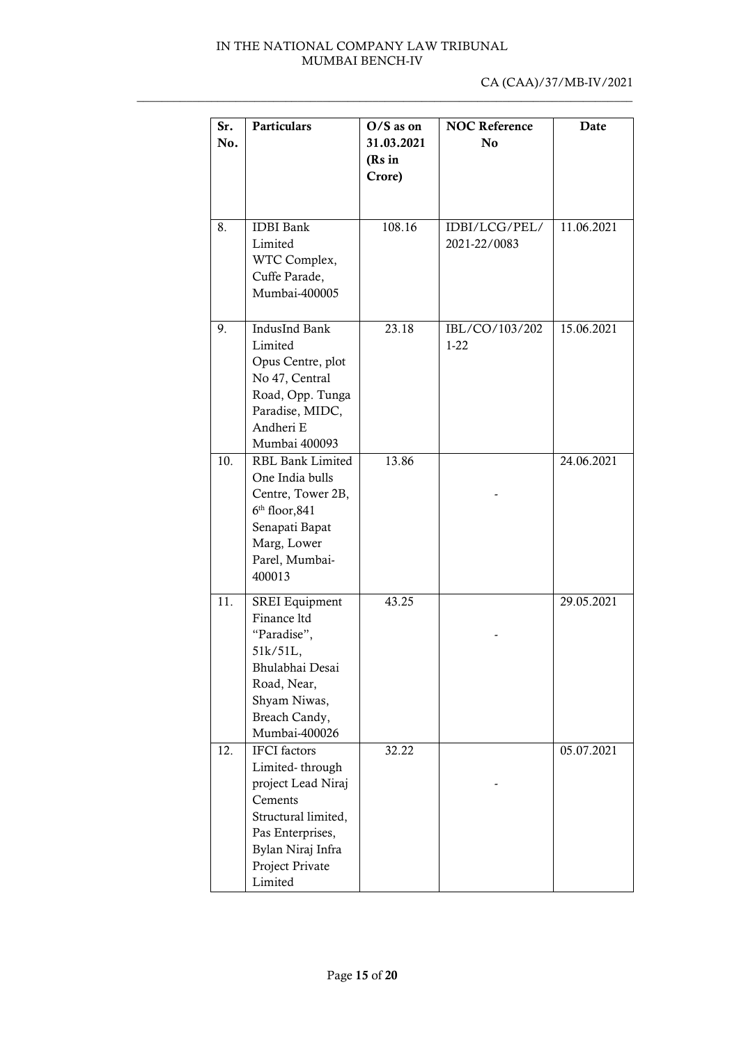| Sr. No. | Particulars | O/S as on 31.03.2021 (Rs in Crore) | NOC Reference No | Date |
|---|---|---|---|---|
| 8. | IDBI Bank Limited WTC Complex, Cuffe Parade, Mumbai-400005 | 108.16 | IDBI/LCG/PEL/ 2021-22/0083 | 11.06.2021 |
| 9. | IndusInd Bank Limited Opus Centre, plot No 47, Central Road, Opp. Tunga Paradise, MIDC, Andheri E Mumbai 400093 | 23.18 | IBL/CO/103/2021-22 | 15.06.2021 |
| 10. | RBL Bank Limited One India bulls Centre, Tower 2B, 6th floor,841 Senapati Bapat Marg, Lower Parel, Mumbai-400013 | 13.86 | - | 24.06.2021 |
| 11. | SREI Equipment Finance ltd "Paradise", 51k/51L, Bhulabhai Desai Road, Near, Shyam Niwas, Breach Candy, Mumbai-400026 | 43.25 | - | 29.05.2021 |
| 12. | IFCI factors Limited- through project Lead Niraj Cements Structural limited, Pas Enterprises, Bylan Niraj Infra Project Private Limited | 32.22 | - | 05.07.2021 |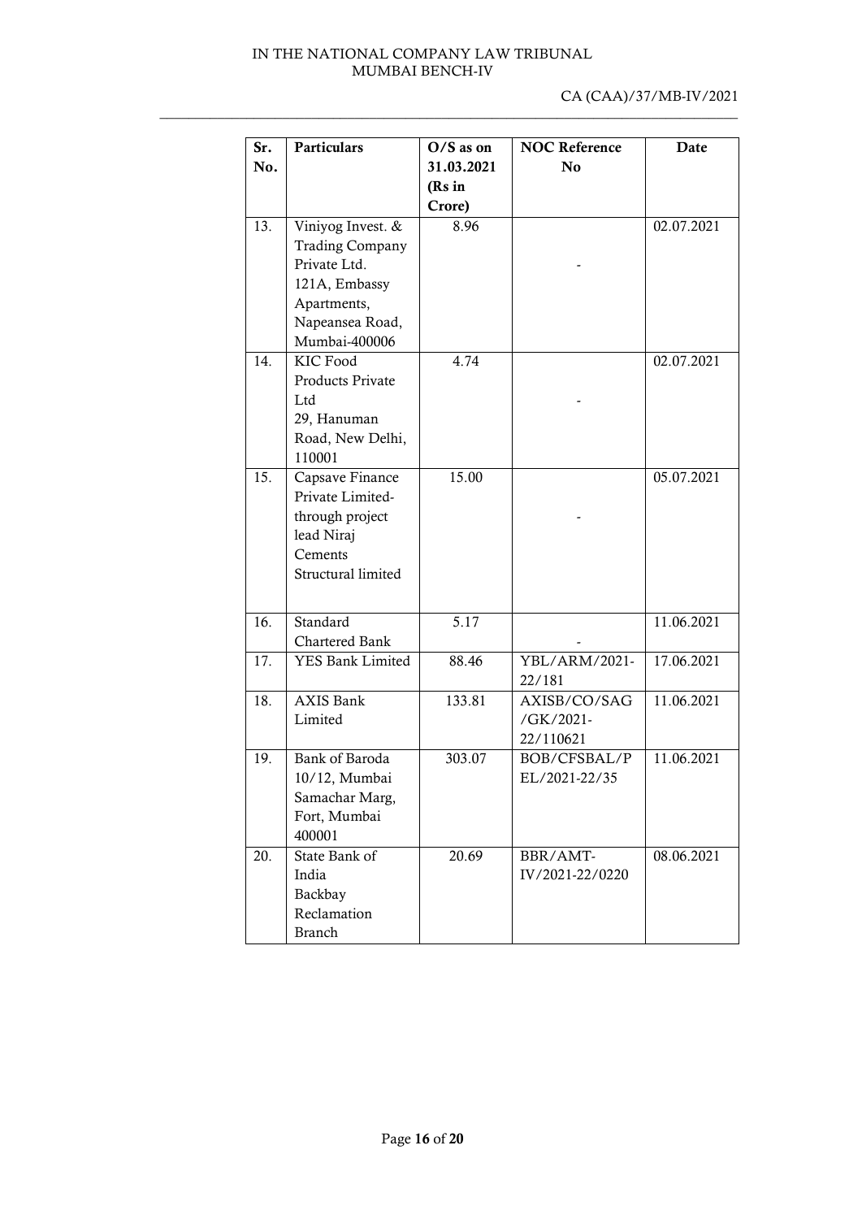| Sr. No. | Particulars | O/S as on 31.03.2021 (Rs in Crore) | NOC Reference No | Date |
|---|---|---|---|---|
| 13. | Viniyog Invest. & Trading Company Private Ltd. 121A, Embassy Apartments, Napeansea Road, Mumbai-400006 | 8.96 | - | 02.07.2021 |
| 14. | KIC Food Products Private Ltd 29, Hanuman Road, New Delhi, 110001 | 4.74 | - | 02.07.2021 |
| 15. | Capsave Finance Private Limited-through project lead Niraj Cements Structural limited | 15.00 | - | 05.07.2021 |
| 16. | Standard Chartered Bank | 5.17 | - | 11.06.2021 |
| 17. | YES Bank Limited | 88.46 | YBL/ARM/2021-22/181 | 17.06.2021 |
| 18. | AXIS Bank Limited | 133.81 | AXISB/CO/SAG/GK/2021-22/110621 | 11.06.2021 |
| 19. | Bank of Baroda 10/12, Mumbai Samachar Marg, Fort, Mumbai 400001 | 303.07 | BOB/CFSBAL/PEL/2021-22/35 | 11.06.2021 |
| 20. | State Bank of India Backbay Reclamation Branch | 20.69 | BBR/AMT-IV/2021-22/0220 | 08.06.2021 |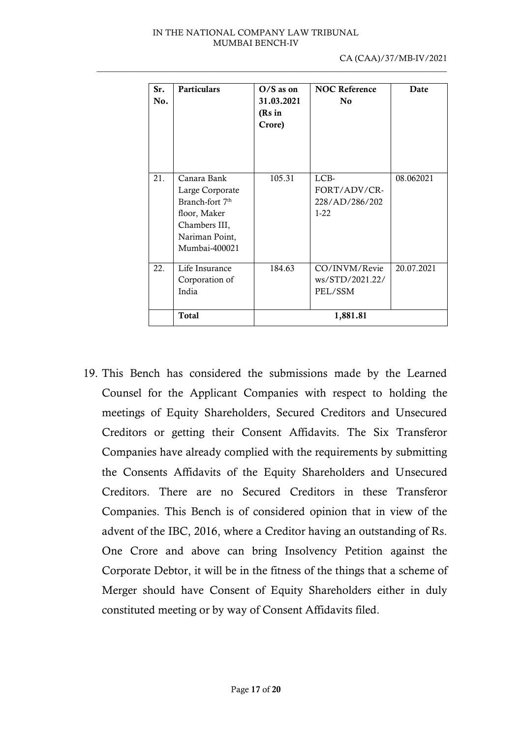| Sr. No. | Particulars | O/S as on 31.03.2021 (Rs in Crore) | NOC Reference No | Date |
|---|---|---|---|---|
| 21. | Canara Bank Large Corporate Branch-fort 7th floor, Maker Chambers III, Nariman Point, Mumbai-400021 | 105.31 | LCB-FORT/ADV/CR-228/AD/286/2021-22 | 08.062021 |
| 22. | Life Insurance Corporation of India | 184.63 | CO/INVM/Reviews/STD/2021.22/PEL/SSM | 20.07.2021 |
| | **Total** | **1,881.81** | | |

19. This Bench has considered the submissions made by the Learned Counsel for the Applicant Companies with respect to holding the meetings of Equity Shareholders, Secured Creditors and Unsecured Creditors or getting their Consent Affidavits. The Six Transferor Companies have already complied with the requirements by submitting the Consents Affidavits of the Equity Shareholders and Unsecured Creditors. There are no Secured Creditors in these Transferor Companies. This Bench is of considered opinion that in view of the advent of the IBC, 2016, where a Creditor having an outstanding of Rs. One Crore and above can bring Insolvency Petition against the Corporate Debtor, it will be in the fitness of the things that a scheme of Merger should have Consent of Equity Shareholders either in duly constituted meeting or by way of Consent Affidavits filed.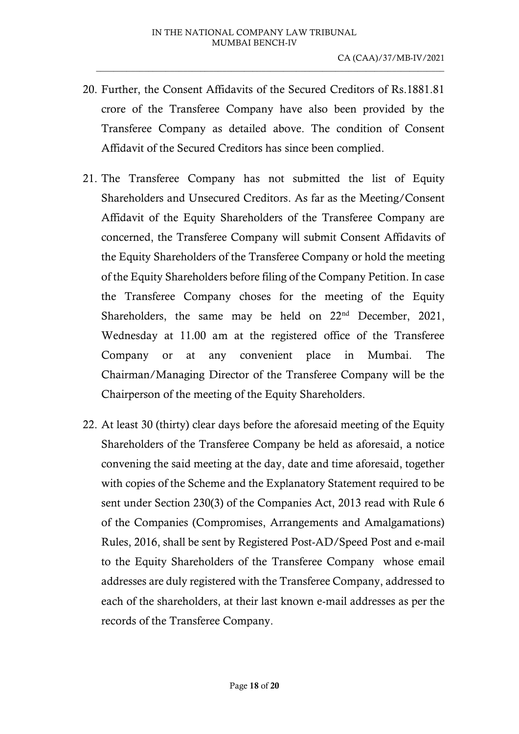20. Further, the Consent Affidavits of the Secured Creditors of Rs.1881.81 crore of the Transferee Company have also been provided by the Transferee Company as detailed above. The condition of Consent Affidavit of the Secured Creditors has since been complied.

21. The Transferee Company has not submitted the list of Equity Shareholders and Unsecured Creditors. As far as the Meeting/Consent Affidavit of the Equity Shareholders of the Transferee Company are concerned, the Transferee Company will submit Consent Affidavits of the Equity Shareholders of the Transferee Company or hold the meeting of the Equity Shareholders before filing of the Company Petition. In case the Transferee Company choses for the meeting of the Equity Shareholders, the same may be held on 22nd December, 2021, Wednesday at 11.00 am at the registered office of the Transferee Company or at any convenient place in Mumbai. The Chairman/Managing Director of the Transferee Company will be the Chairperson of the meeting of the Equity Shareholders.

22. At least 30 (thirty) clear days before the aforesaid meeting of the Equity Shareholders of the Transferee Company be held as aforesaid, a notice convening the said meeting at the day, date and time aforesaid, together with copies of the Scheme and the Explanatory Statement required to be sent under Section 230(3) of the Companies Act, 2013 read with Rule 6 of the Companies (Compromises, Arrangements and Amalgamations) Rules, 2016, shall be sent by Registered Post-AD/Speed Post and e-mail to the Equity Shareholders of the Transferee Company whose email addresses are duly registered with the Transferee Company, addressed to each of the shareholders, at their last known e-mail addresses as per the records of the Transferee Company.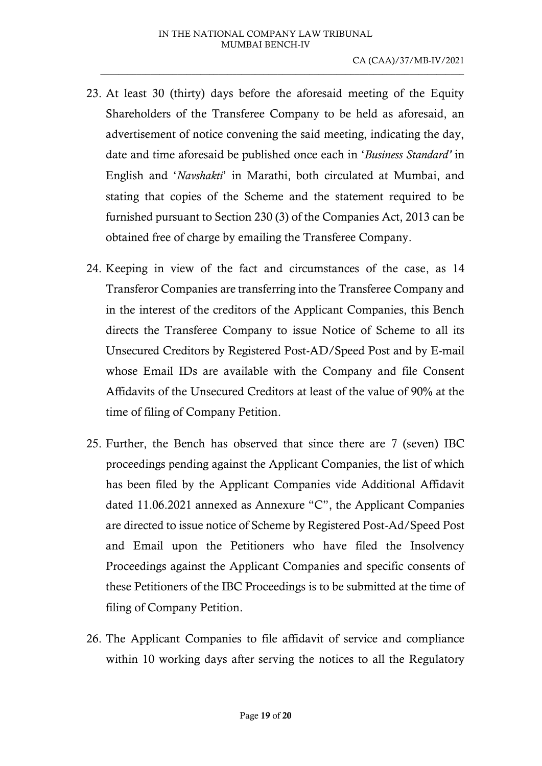23. At least 30 (thirty) days before the aforesaid meeting of the Equity Shareholders of the Transferee Company to be held as aforesaid, an advertisement of notice convening the said meeting, indicating the day, date and time aforesaid be published once each in '*Business Standard'* in English and '*Navshakti*' in Marathi, both circulated at Mumbai, and stating that copies of the Scheme and the statement required to be furnished pursuant to Section 230 (3) of the Companies Act, 2013 can be obtained free of charge by emailing the Transferee Company.

24. Keeping in view of the fact and circumstances of the case, as 14 Transferor Companies are transferring into the Transferee Company and in the interest of the creditors of the Applicant Companies, this Bench directs the Transferee Company to issue Notice of Scheme to all its Unsecured Creditors by Registered Post-AD/Speed Post and by E-mail whose Email IDs are available with the Company and file Consent Affidavits of the Unsecured Creditors at least of the value of 90% at the time of filing of Company Petition.

25. Further, the Bench has observed that since there are 7 (seven) IBC proceedings pending against the Applicant Companies, the list of which has been filed by the Applicant Companies vide Additional Affidavit dated 11.06.2021 annexed as Annexure "C", the Applicant Companies are directed to issue notice of Scheme by Registered Post-Ad/Speed Post and Email upon the Petitioners who have filed the Insolvency Proceedings against the Applicant Companies and specific consents of these Petitioners of the IBC Proceedings is to be submitted at the time of filing of Company Petition.

26. The Applicant Companies to file affidavit of service and compliance within 10 working days after serving the notices to all the Regulatory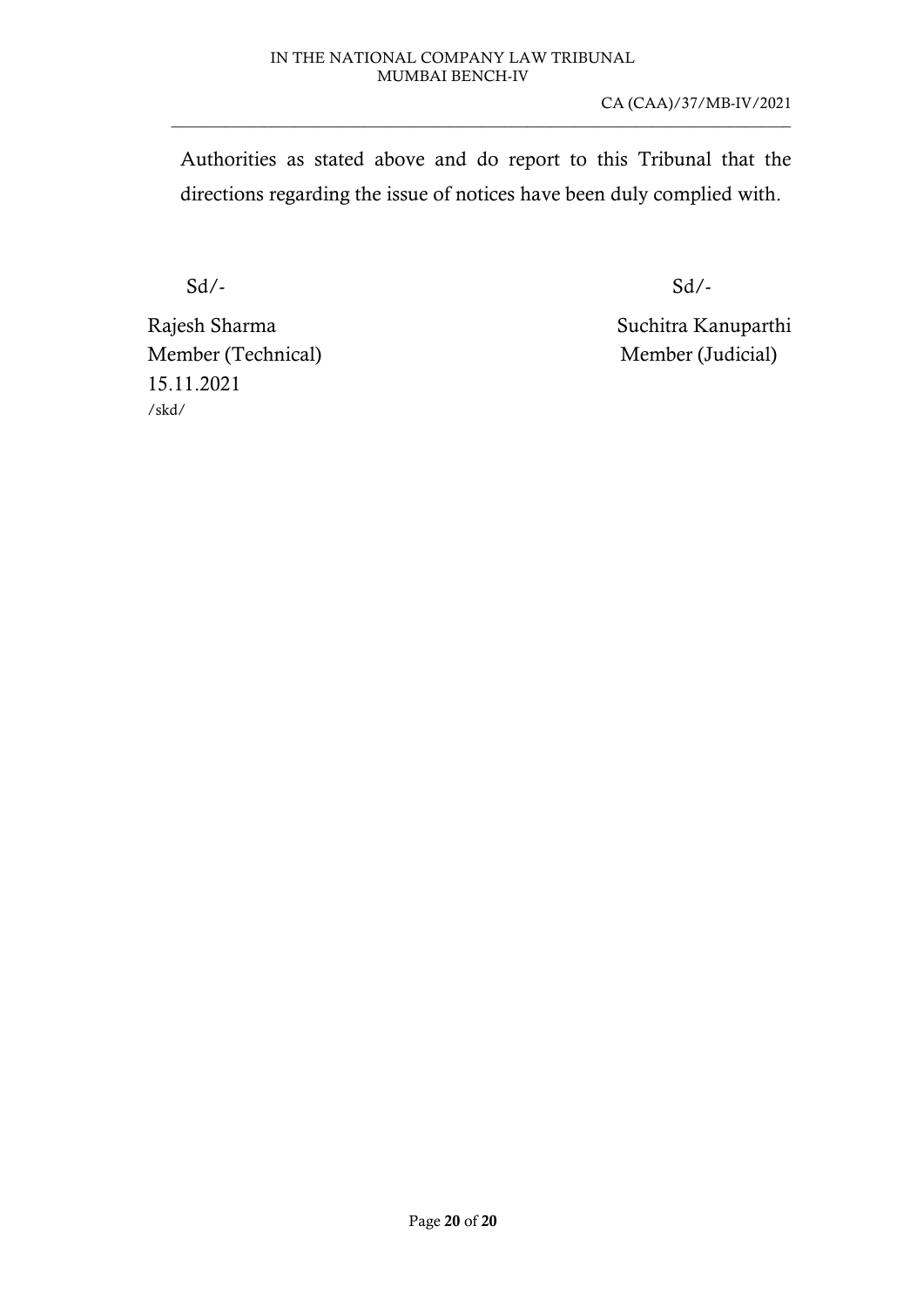Authorities as stated above and do report to this Tribunal that the directions regarding the issue of notices have been duly complied with.

| | |
|---|---|
| Sd/- | Sd/- |
| Rajesh Sharma | Suchitra Kanuparthi |
| Member (Technical) | Member (Judicial) |

15.11.2021

/skd/